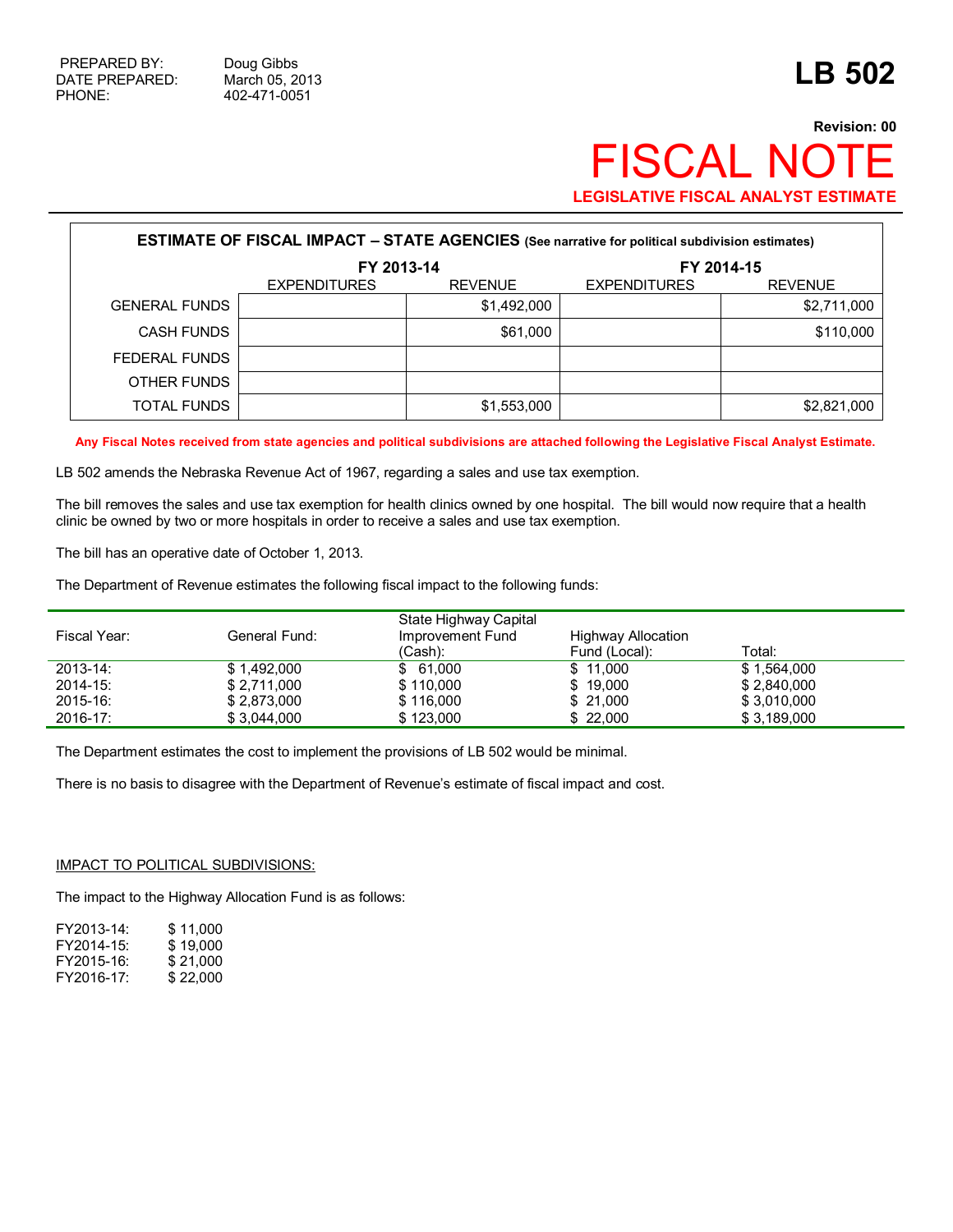PREPARED BY: Doug Gibbs
DATE PREPARED: March 05, 2013
PHONE: 402-471-0051

# LB 502

**Revision: 00**

# FISCAL NOTE

**LEGISLATIVE FISCAL ANALYST ESTIMATE**

**ESTIMATE OF FISCAL IMPACT – STATE AGENCIES** (See narrative for political subdivision estimates)

| | FY 2013-14 | | FY 2014-15 | |
|---|---|---|---|---|
| | EXPENDITURES | REVENUE | EXPENDITURES | REVENUE |
| GENERAL FUNDS | | $1,492,000 | | $2,711,000 |
| CASH FUNDS | | $61,000 | | $110,000 |
| FEDERAL FUNDS | | | | |
| OTHER FUNDS | | | | |
| TOTAL FUNDS | | $1,553,000 | | $2,821,000 |

**Any Fiscal Notes received from state agencies and political subdivisions are attached following the Legislative Fiscal Analyst Estimate.**

LB 502 amends the Nebraska Revenue Act of 1967, regarding a sales and use tax exemption.

The bill removes the sales and use tax exemption for health clinics owned by one hospital. The bill would now require that a health clinic be owned by two or more hospitals in order to receive a sales and use tax exemption.

The bill has an operative date of October 1, 2013.

The Department of Revenue estimates the following fiscal impact to the following funds:

| Fiscal Year: | General Fund: | State Highway Capital Improvement Fund (Cash): | Highway Allocation Fund (Local): | Total: |
|---|---|---|---|---|
| 2013-14: | $ 1,492,000 | $ 61,000 | $ 11,000 | $ 1,564,000 |
| 2014-15: | $ 2,711,000 | $ 110,000 | $ 19,000 | $ 2,840,000 |
| 2015-16: | $ 2,873,000 | $ 116,000 | $ 21,000 | $ 3,010,000 |
| 2016-17: | $ 3,044,000 | $ 123,000 | $ 22,000 | $ 3,189,000 |

The Department estimates the cost to implement the provisions of LB 502 would be minimal.

There is no basis to disagree with the Department of Revenue's estimate of fiscal impact and cost.

IMPACT TO POLITICAL SUBDIVISIONS:

The impact to the Highway Allocation Fund is as follows:

FY2013-14: $ 11,000
FY2014-15: $ 19,000
FY2015-16: $ 21,000
FY2016-17: $ 22,000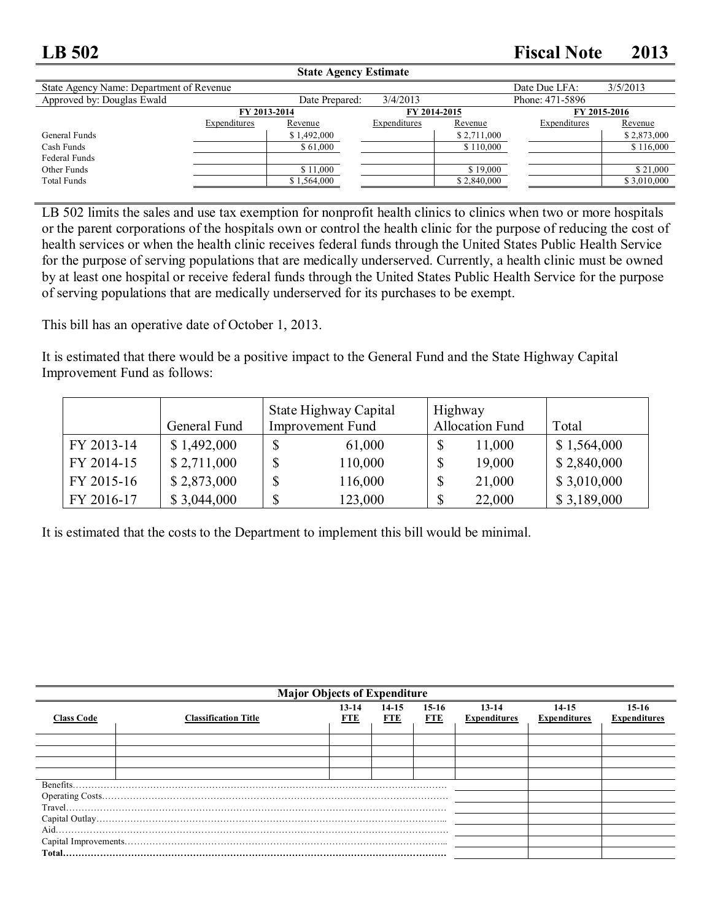# LB 502 Fiscal Note 2013

**State Agency Estimate**

| | | | | | | |
|---|---|---|---|---|---|---|
| State Agency Name: Department of Revenue | | | | | Date Due LFA: | 3/5/2013 |
| Approved by: Douglas Ewald | | Date Prepared: | 3/4/2013 | | Phone: 471-5896 | |

| | FY 2013-2014 | | FY 2014-2015 | | FY 2015-2016 | |
|---|---|---|---|---|---|---|
| | Expenditures | Revenue | Expenditures | Revenue | Expenditures | Revenue |
| General Funds | | $ 1,492,000 | | $ 2,711,000 | | $ 2,873,000 |
| Cash Funds | | $ 61,000 | | $ 110,000 | | $ 116,000 |
| Federal Funds | | | | | | |
| Other Funds | | $ 11,000 | | $ 19,000 | | $ 21,000 |
| Total Funds | | $ 1,564,000 | | $ 2,840,000 | | $ 3,010,000 |

LB 502 limits the sales and use tax exemption for nonprofit health clinics to clinics when two or more hospitals or the parent corporations of the hospitals own or control the health clinic for the purpose of reducing the cost of health services or when the health clinic receives federal funds through the United States Public Health Service for the purpose of serving populations that are medically underserved. Currently, a health clinic must be owned by at least one hospital or receive federal funds through the United States Public Health Service for the purpose of serving populations that are medically underserved for its purchases to be exempt.

This bill has an operative date of October 1, 2013.

It is estimated that there would be a positive impact to the General Fund and the State Highway Capital Improvement Fund as follows:

| | General Fund | State Highway Capital Improvement Fund | Highway Allocation Fund | Total |
|---|---|---|---|---|
| FY 2013-14 | $ 1,492,000 | $ 61,000 | $ 11,000 | $ 1,564,000 |
| FY 2014-15 | $ 2,711,000 | $ 110,000 | $ 19,000 | $ 2,840,000 |
| FY 2015-16 | $ 2,873,000 | $ 116,000 | $ 21,000 | $ 3,010,000 |
| FY 2016-17 | $ 3,044,000 | $ 123,000 | $ 22,000 | $ 3,189,000 |

It is estimated that the costs to the Department to implement this bill would be minimal.

**Major Objects of Expenditure**

| Class Code | Classification Title | 13-14 FTE | 14-15 FTE | 15-16 FTE | 13-14 Expenditures | 14-15 Expenditures | 15-16 Expenditures |
|---|---|---|---|---|---|---|---|
| | | | | | | | |
| | | | | | | | |
| | | | | | | | |
| | | | | | | | |
| Benefits | | | | | | | |
| Operating Costs | | | | | | | |
| Travel | | | | | | | |
| Capital Outlay | | | | | | | |
| Aid | | | | | | | |
| Capital Improvements | | | | | | | |
| **Total** | | | | | | | |